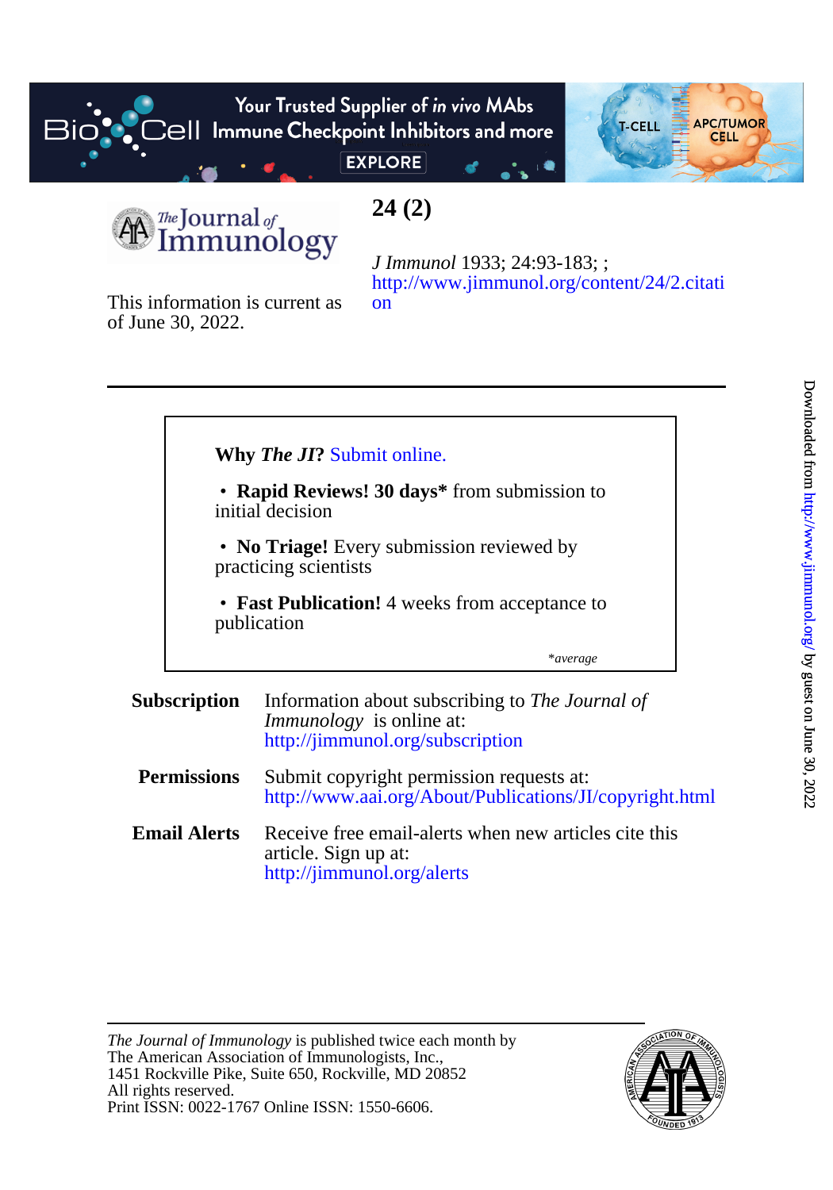# 24 (2)

*J Immunol* 1933; 24:93-183; ;
http://www.jimmunol.org/content/24/2.citation

This information is current as of June 30, 2022.

---

**Why *The JI*?** Submit online.

- **Rapid Reviews! 30 days*** from submission to initial decision
- **No Triage!** Every submission reviewed by practicing scientists
- **Fast Publication!** 4 weeks from acceptance to publication

**average*

**Subscription** Information about subscribing to *The Journal of Immunology* is online at: http://jimmunol.org/subscription

**Permissions** Submit copyright permission requests at: http://www.aai.org/About/Publications/JI/copyright.html

**Email Alerts** Receive free email-alerts when new articles cite this article. Sign up at: http://jimmunol.org/alerts

---

*The Journal of Immunology* is published twice each month by The American Association of Immunologists, Inc., 1451 Rockville Pike, Suite 650, Rockville, MD 20852
All rights reserved.
Print ISSN: 0022-1767 Online ISSN: 1550-6606.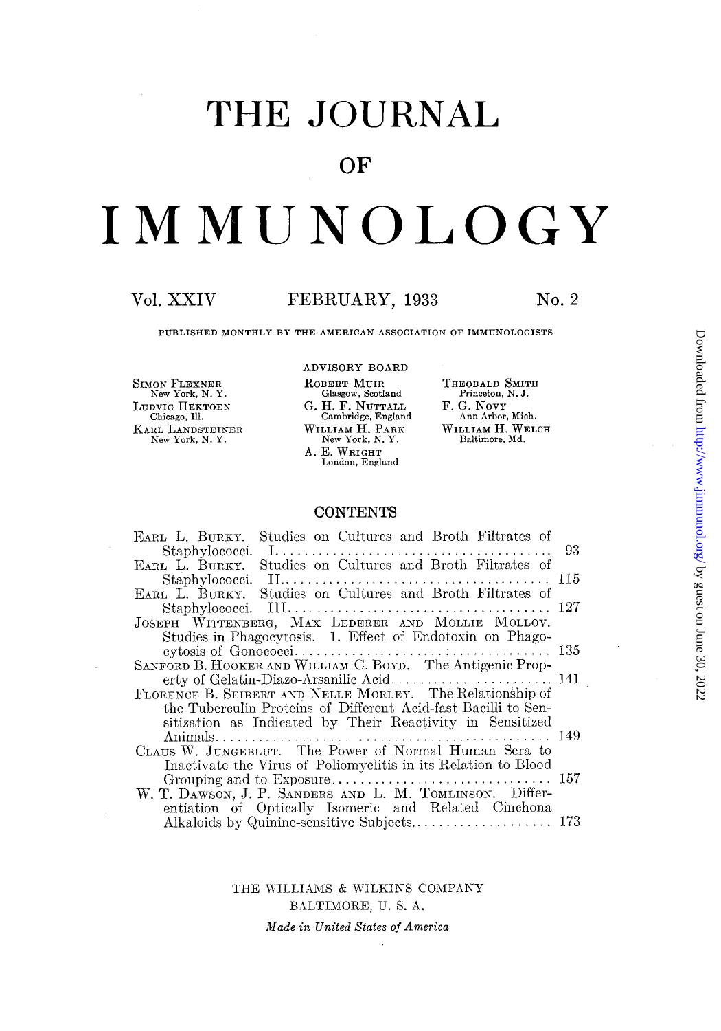# THE JOURNAL

## OF

# IMMUNOLOGY

Vol. XXIV | FEBRUARY, 1933 | No. 2

PUBLISHED MONTHLY BY THE AMERICAN ASSOCIATION OF IMMUNOLOGISTS

### ADVISORY BOARD

| | | |
|---|---|---|
| SIMON FLEXNER<br>New York, N. Y. | ROBERT MUIR<br>Glasgow, Scotland | THEOBALD SMITH<br>Princeton, N. J. |
| LUDVIG HEKTOEN<br>Chicago, Ill. | G. H. F. NUTTALL<br>Cambridge, England | F. G. NOVY<br>Ann Arbor, Mich. |
| KARL LANDSTEINER<br>New York, N. Y. | WILLIAM H. PARK<br>New York, N. Y. | WILLIAM H. WELCH<br>Baltimore, Md. |
| | A. E. WRIGHT<br>London, England | |

### CONTENTS

EARL L. BURKY. Studies on Cultures and Broth Filtrates of Staphylococci. I. .......... 93

EARL L. BURKY. Studies on Cultures and Broth Filtrates of Staphylococci. II. .......... 115

EARL L. BURKY. Studies on Cultures and Broth Filtrates of Staphylococci. III. .......... 127

JOSEPH WITTENBERG, MAX LEDERER AND MOLLIE MOLLOV. Studies in Phagocytosis. 1. Effect of Endotoxin on Phagocytosis of Gonococci .......... 135

SANFORD B. HOOKER AND WILLIAM C. BOYD. The Antigenic Property of Gelatin-Diazo-Arsanilic Acid .......... 141

FLORENCE B. SEIBERT AND NELLE MORLEY. The Relationship of the Tuberculin Proteins of Different Acid-fast Bacilli to Sensitization as Indicated by Their Reactivity in Sensitized Animals .......... 149

CLAUS W. JUNGEBLUT. The Power of Normal Human Sera to Inactivate the Virus of Poliomyelitis in its Relation to Blood Grouping and to Exposure .......... 157

W. T. DAWSON, J. P. SANDERS AND L. M. TOMLINSON. Differentiation of Optically Isomeric and Related Cinchona Alkaloids by Quinine-sensitive Subjects .......... 173

THE WILLIAMS & WILKINS COMPANY
BALTIMORE, U. S. A.
*Made in United States of America*